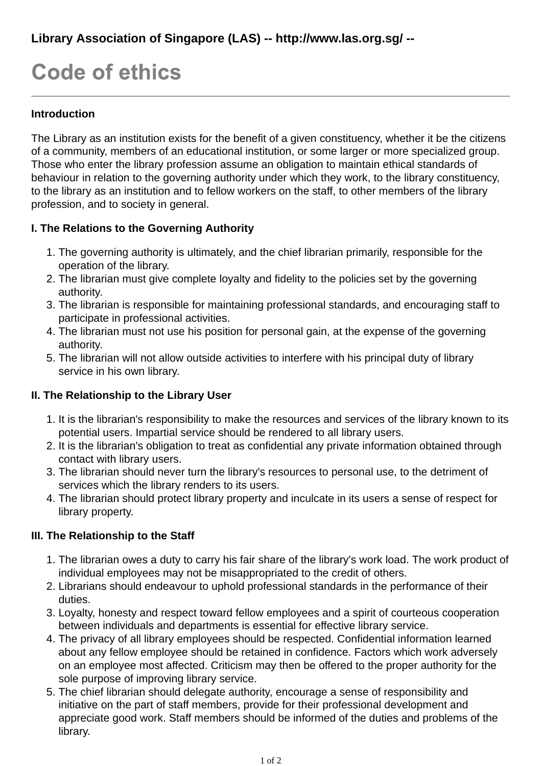**Library Association of Singapore (LAS) -- http://www.las.org.sg/ --**

# Code of ethics

---

**Introduction**

The Library as an institution exists for the benefit of a given constituency, whether it be the citizens of a community, members of an educational institution, or some larger or more specialized group. Those who enter the library profession assume an obligation to maintain ethical standards of behaviour in relation to the governing authority under which they work, to the library constituency, to the library as an institution and to fellow workers on the staff, to other members of the library profession, and to society in general.

**I. The Relations to the Governing Authority**

1. The governing authority is ultimately, and the chief librarian primarily, responsible for the operation of the library.
2. The librarian must give complete loyalty and fidelity to the policies set by the governing authority.
3. The librarian is responsible for maintaining professional standards, and encouraging staff to participate in professional activities.
4. The librarian must not use his position for personal gain, at the expense of the governing authority.
5. The librarian will not allow outside activities to interfere with his principal duty of library service in his own library.

**II. The Relationship to the Library User**

1. It is the librarian's responsibility to make the resources and services of the library known to its potential users. Impartial service should be rendered to all library users.
2. It is the librarian's obligation to treat as confidential any private information obtained through contact with library users.
3. The librarian should never turn the library's resources to personal use, to the detriment of services which the library renders to its users.
4. The librarian should protect library property and inculcate in its users a sense of respect for library property.

**III. The Relationship to the Staff**

1. The librarian owes a duty to carry his fair share of the library's work load. The work product of individual employees may not be misappropriated to the credit of others.
2. Librarians should endeavour to uphold professional standards in the performance of their duties.
3. Loyalty, honesty and respect toward fellow employees and a spirit of courteous cooperation between individuals and departments is essential for effective library service.
4. The privacy of all library employees should be respected. Confidential information learned about any fellow employee should be retained in confidence. Factors which work adversely on an employee most affected. Criticism may then be offered to the proper authority for the sole purpose of improving library service.
5. The chief librarian should delegate authority, encourage a sense of responsibility and initiative on the part of staff members, provide for their professional development and appreciate good work. Staff members should be informed of the duties and problems of the library.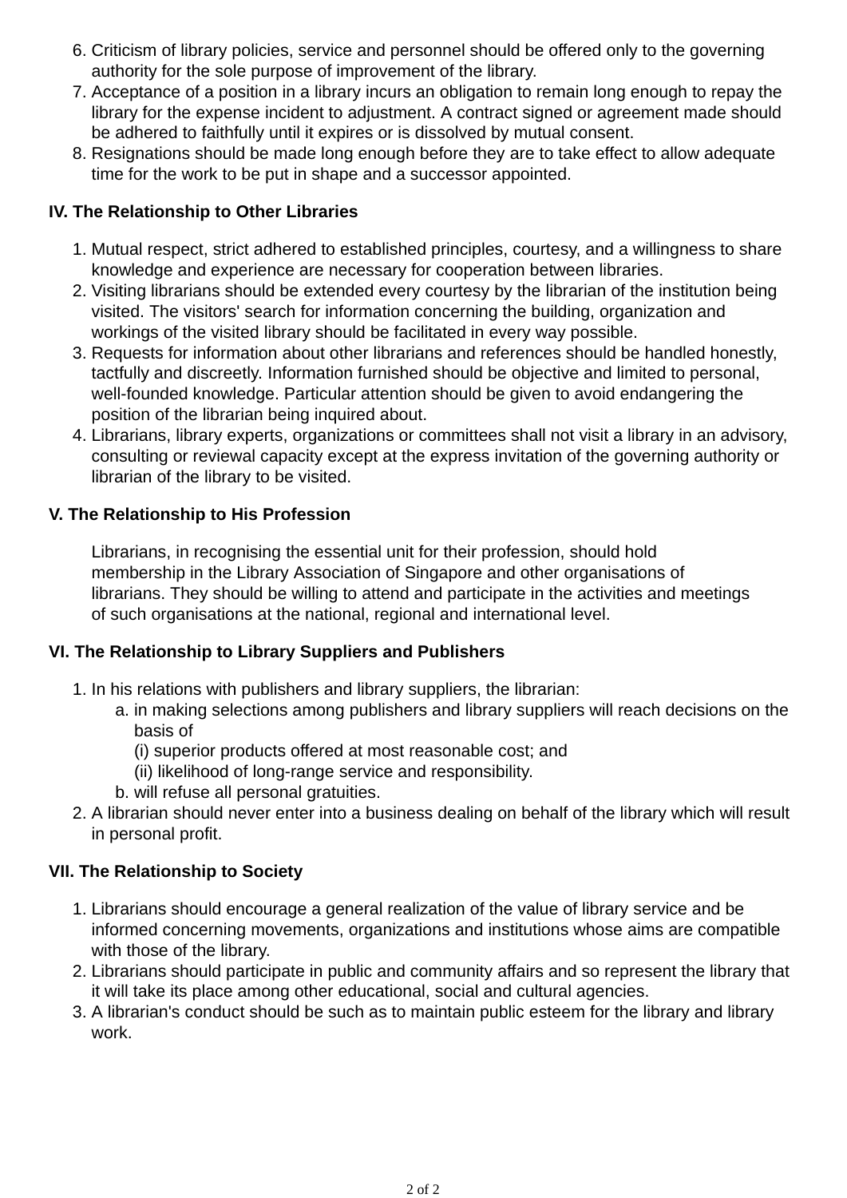6. Criticism of library policies, service and personnel should be offered only to the governing authority for the sole purpose of improvement of the library.
7. Acceptance of a position in a library incurs an obligation to remain long enough to repay the library for the expense incident to adjustment. A contract signed or agreement made should be adhered to faithfully until it expires or is dissolved by mutual consent.
8. Resignations should be made long enough before they are to take effect to allow adequate time for the work to be put in shape and a successor appointed.

**IV. The Relationship to Other Libraries**

1. Mutual respect, strict adhered to established principles, courtesy, and a willingness to share knowledge and experience are necessary for cooperation between libraries.
2. Visiting librarians should be extended every courtesy by the librarian of the institution being visited. The visitors' search for information concerning the building, organization and workings of the visited library should be facilitated in every way possible.
3. Requests for information about other librarians and references should be handled honestly, tactfully and discreetly. Information furnished should be objective and limited to personal, well-founded knowledge. Particular attention should be given to avoid endangering the position of the librarian being inquired about.
4. Librarians, library experts, organizations or committees shall not visit a library in an advisory, consulting or reviewal capacity except at the express invitation of the governing authority or librarian of the library to be visited.

**V. The Relationship to His Profession**

Librarians, in recognising the essential unit for their profession, should hold membership in the Library Association of Singapore and other organisations of librarians. They should be willing to attend and participate in the activities and meetings of such organisations at the national, regional and international level.

**VI. The Relationship to Library Suppliers and Publishers**

1. In his relations with publishers and library suppliers, the librarian:
   a. in making selections among publishers and library suppliers will reach decisions on the basis of
      (i) superior products offered at most reasonable cost; and
      (ii) likelihood of long-range service and responsibility.
   b. will refuse all personal gratuities.
2. A librarian should never enter into a business dealing on behalf of the library which will result in personal profit.

**VII. The Relationship to Society**

1. Librarians should encourage a general realization of the value of library service and be informed concerning movements, organizations and institutions whose aims are compatible with those of the library.
2. Librarians should participate in public and community affairs and so represent the library that it will take its place among other educational, social and cultural agencies.
3. A librarian's conduct should be such as to maintain public esteem for the library and library work.